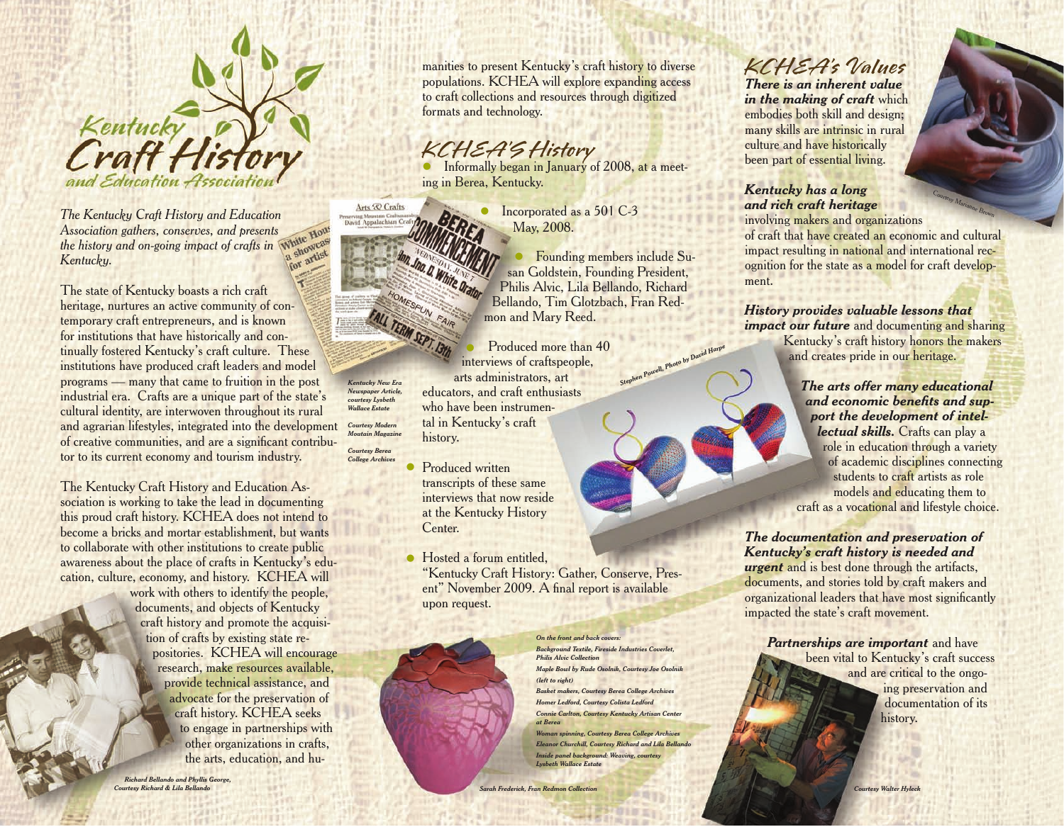# Kentucky Craft History and Education Association

*The Kentucky Craft History and Education Association gathers, conserves, and presents the history and on-going impact of crafts in Kentucky.*

The state of Kentucky boasts a rich craft heritage, nurtures an active community of contemporary craft entrepreneurs, and is known for institutions that have historically and continually fostered Kentucky's craft culture. These institutions have produced craft leaders and model programs — many that came to fruition in the post industrial era. Crafts are a unique part of the state's cultural identity, are interwoven throughout its rural and agrarian lifestyles, integrated into the development of creative communities, and are a significant contributor to its current economy and tourism industry.

The Kentucky Craft History and Education Association is working to take the lead in documenting this proud craft history. KCHEA does not intend to become a bricks and mortar establishment, but wants to collaborate with other institutions to create public awareness about the place of crafts in Kentucky's education, culture, economy, and history. KCHEA will work with others to identify the people, documents, and objects of Kentucky craft history and promote the acquisition of crafts by existing state repositories. KCHEA will encourage research, make resources available, provide technical assistance, and advocate for the preservation of craft history. KCHEA seeks to engage in partnerships with other organizations in crafts, the arts, education, and humanities to present Kentucky's craft history to diverse populations. KCHEA will explore expanding access to craft collections and resources through digitized formats and technology.

*Richard Bellando and Phyllis George, Courtesy Richard & Lila Bellando*

*Kentucky New Era Newspaper Article, courtesy Lysbeth Wallace Estate*

*Courtesy Modern Moutain Magazine*

*Courtesy Berea College Archives*

## KCHEA'S History

- Informally began in January of 2008, at a meeting in Berea, Kentucky.
- Incorporated as a 501 C-3 May, 2008.
- Founding members include Susan Goldstein, Founding President, Philis Alvic, Lila Bellando, Richard Bellando, Tim Glotzbach, Fran Redmon and Mary Reed.
- Produced more than 40 interviews of craftspeople, arts administrators, art educators, and craft enthusiasts who have been instrumental in Kentucky's craft history.
- Produced written transcripts of these same interviews that now reside at the Kentucky History Center.
- Hosted a forum entitled, "Kentucky Craft History: Gather, Conserve, Present" November 2009. A final report is available upon request.

*Stephen Powell, Photo by David Harpe*

*Sarah Frederick, Fran Redmon Collection*

*On the front and back covers:*
*Background Textile, Fireside Industries Coverlet, Philis Alvic Collection*
*Maple Bowl by Rude Osolnik, Courtesy Joe Osolnik*
*(left to right)*
*Basket makers, Courtesy Berea College Archives*
*Homer Ledford, Courtesy Colista Ledford*
*Connie Carlton, Courtesy Kentucky Artisan Center at Berea*
*Woman spinning, Courtesy Berea College Archives*
*Eleanor Churchill, Courtesy Richard and Lila Bellando*
*Inside panel background: Weaving, courtesy Lysbeth Wallace Estate*

## KCHEA's Values

***There is an inherent value in the making of craft*** which embodies both skill and design; many skills are intrinsic in rural culture and have historically been part of essential living.

***Kentucky has a long and rich craft heritage*** involving makers and organizations of craft that have created an economic and cultural impact resulting in national and international recognition for the state as a model for craft development.

*Courtesy Marianne Brown*

***History provides valuable lessons that impact our future*** and documenting and sharing Kentucky's craft history honors the makers and creates pride in our heritage.

***The arts offer many educational and economic benefits and support the development of intellectual skills.*** Crafts can play a role in education through a variety of academic disciplines connecting students to craft artists as role models and educating them to craft as a vocational and lifestyle choice.

***The documentation and preservation of Kentucky's craft history is needed and urgent*** and is best done through the artifacts, documents, and stories told by craft makers and organizational leaders that have most significantly impacted the state's craft movement.

***Partnerships are important*** and have been vital to Kentucky's craft success and are critical to the ongoing preservation and documentation of its history.

*Courtesy Walter Hyleck*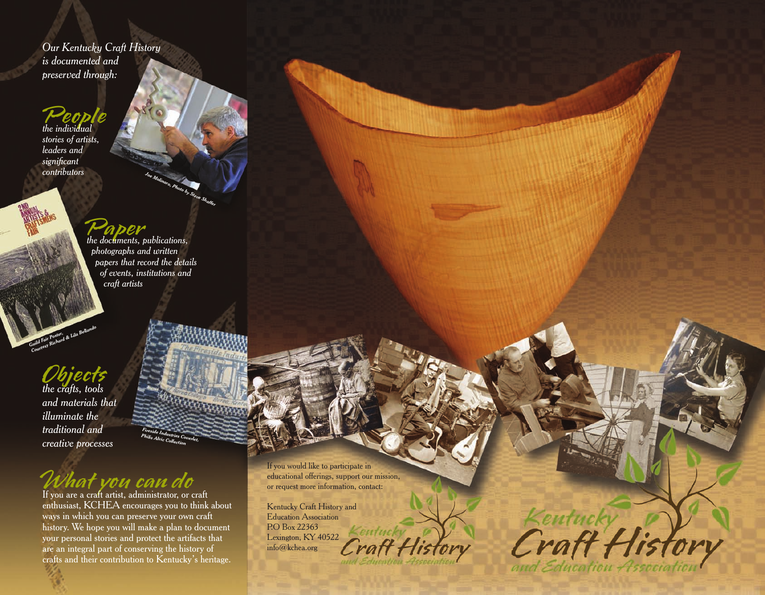*Our Kentucky Craft History is documented and preserved through:*

## People

*the individual stories of artists, leaders and significant contributors*

Joe Molinaro, Photo by Steve Shaffer

## Paper

*the documents, publications, photographs and written papers that record the details of events, institutions and craft artists*

Guild Fair Poster, Courtesy Richard & Lila Bellando

## Objects

*the crafts, tools and materials that illuminate the traditional and creative processes*

Fireside Industries Coverlet, Philis Alvic Collection

## What you can do

If you are a craft artist, administrator, or craft enthusiast, KCHEA encourages you to think about ways in which you can preserve your own craft history. We hope you will make a plan to document your personal stories and protect the artifacts that are an integral part of conserving the history of crafts and their contribution to Kentucky's heritage.

If you would like to participate in educational offerings, support our mission, or request more information, contact:

Kentucky Craft History and Education Association
P.O Box 22363
Lexington, KY 40522
info@kchea.org

Kentucky Craft History and Education Association

Kentucky Craft History and Education Association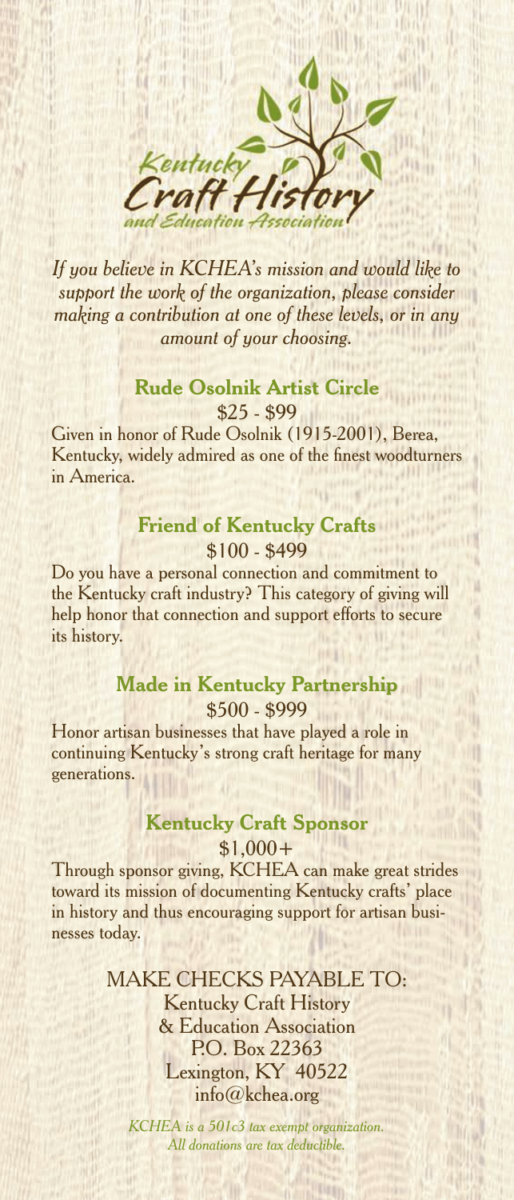Kentucky Craft History and Education Association

*If you believe in KCHEA's mission and would like to support the work of the organization, please consider making a contribution at one of these levels, or in any amount of your choosing.*

## Rude Osolnik Artist Circle

$25 - $99

Given in honor of Rude Osolnik (1915-2001), Berea, Kentucky, widely admired as one of the finest woodturners in America.

## Friend of Kentucky Crafts

$100 - $499

Do you have a personal connection and commitment to the Kentucky craft industry? This category of giving will help honor that connection and support efforts to secure its history.

## Made in Kentucky Partnership

$500 - $999

Honor artisan businesses that have played a role in continuing Kentucky's strong craft heritage for many generations.

## Kentucky Craft Sponsor

$1,000+

Through sponsor giving, KCHEA can make great strides toward its mission of documenting Kentucky crafts' place in history and thus encouraging support for artisan businesses today.

MAKE CHECKS PAYABLE TO:

Kentucky Craft History
& Education Association
P.O. Box 22363
Lexington, KY 40522
info@kchea.org

*KCHEA is a 501c3 tax exempt organization.*
*All donations are tax deductible.*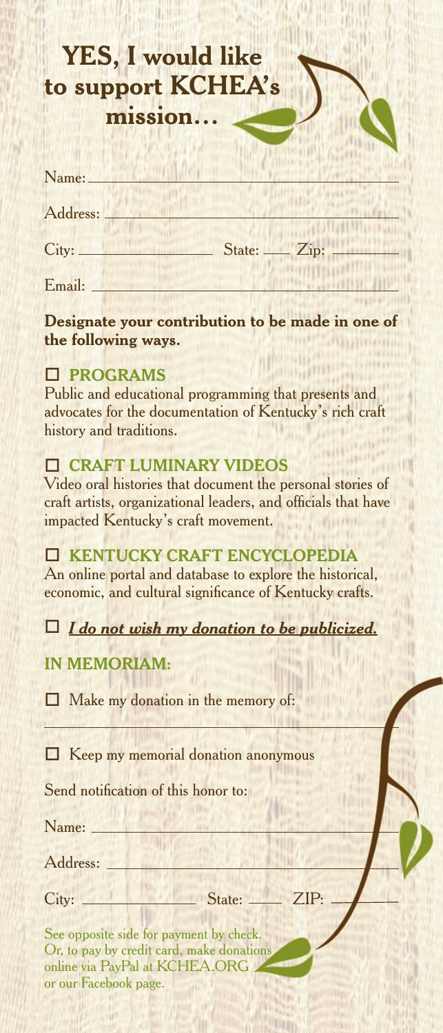# YES, I would like to support KCHEA's mission…

Name: ______________________________

Address: ______________________________

City: ________________ State: ____ Zip: ________

Email: ______________________________

**Designate your contribution to be made in one of the following ways.**

☐ **PROGRAMS**
Public and educational programming that presents and advocates for the documentation of Kentucky's rich craft history and traditions.

☐ **CRAFT LUMINARY VIDEOS**
Video oral histories that document the personal stories of craft artists, organizational leaders, and officials that have impacted Kentucky's craft movement.

☐ **KENTUCKY CRAFT ENCYCLOPEDIA**
An online portal and database to explore the historical, economic, and cultural significance of Kentucky crafts.

☐ ***I do not wish my donation to be publicized.***

## IN MEMORIAM:

☐ Make my donation in the memory of:

______________________________

☐ Keep my memorial donation anonymous

Send notification of this honor to:

Name: ______________________________

Address: ______________________________

City: ________________ State: ____ ZIP: ________

See opposite side for payment by check.
Or, to pay by credit card, make donations online via PayPal at KCHEA.ORG or our Facebook page.